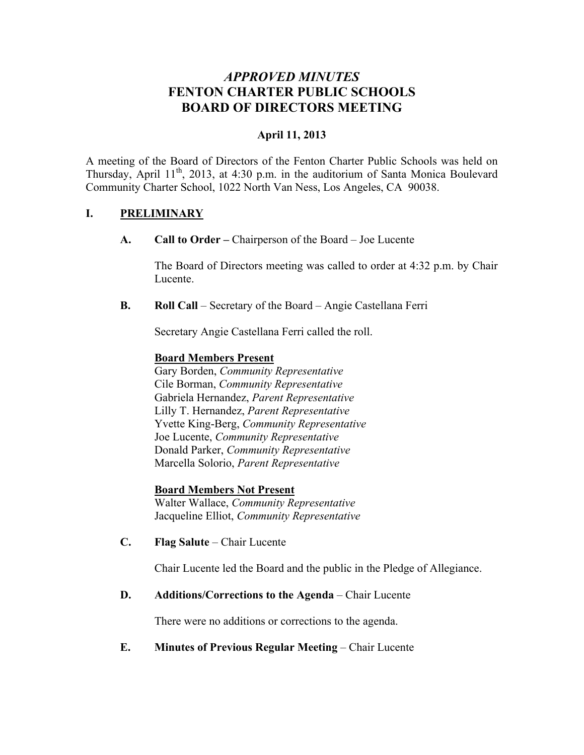# *APPROVED MINUTES*
# FENTON CHARTER PUBLIC SCHOOLS
# BOARD OF DIRECTORS MEETING

**April 11, 2013**

A meeting of the Board of Directors of the Fenton Charter Public Schools was held on Thursday, April 11th, 2013, at 4:30 p.m. in the auditorium of Santa Monica Boulevard Community Charter School, 1022 North Van Ness, Los Angeles, CA 90038.

## I. PRELIMINARY

**A. Call to Order –** Chairperson of the Board – Joe Lucente

The Board of Directors meeting was called to order at 4:32 p.m. by Chair Lucente.

**B. Roll Call** – Secretary of the Board – Angie Castellana Ferri

Secretary Angie Castellana Ferri called the roll.

**Board Members Present**

Gary Borden, *Community Representative*
Cile Borman, *Community Representative*
Gabriela Hernandez, *Parent Representative*
Lilly T. Hernandez, *Parent Representative*
Yvette King-Berg, *Community Representative*
Joe Lucente, *Community Representative*
Donald Parker, *Community Representative*
Marcella Solorio, *Parent Representative*

**Board Members Not Present**

Walter Wallace, *Community Representative*
Jacqueline Elliot, *Community Representative*

**C. Flag Salute** – Chair Lucente

Chair Lucente led the Board and the public in the Pledge of Allegiance.

**D. Additions/Corrections to the Agenda** – Chair Lucente

There were no additions or corrections to the agenda.

**E. Minutes of Previous Regular Meeting** – Chair Lucente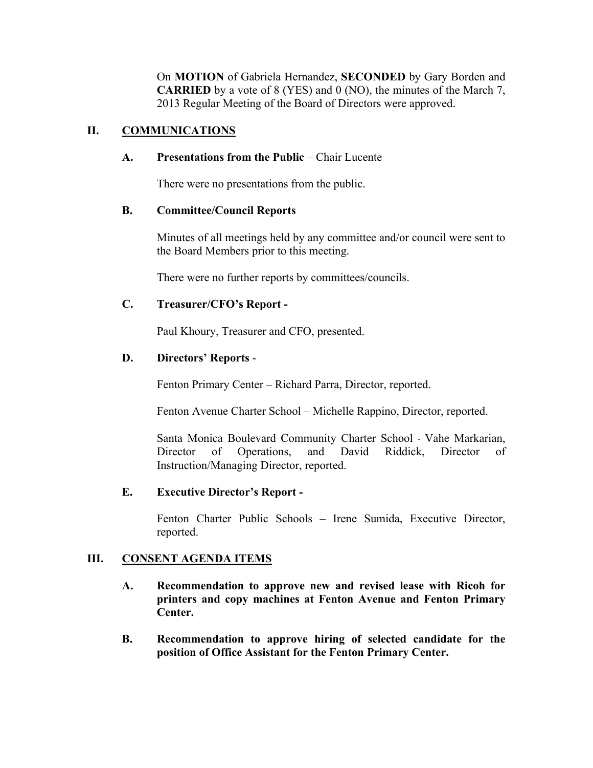On **MOTION** of Gabriela Hernandez, **SECONDED** by Gary Borden and **CARRIED** by a vote of 8 (YES) and 0 (NO), the minutes of the March 7, 2013 Regular Meeting of the Board of Directors were approved.

## II. COMMUNICATIONS

### A. Presentations from the Public – Chair Lucente

There were no presentations from the public.

### B. Committee/Council Reports

Minutes of all meetings held by any committee and/or council were sent to the Board Members prior to this meeting.

There were no further reports by committees/councils.

### C. Treasurer/CFO's Report -

Paul Khoury, Treasurer and CFO, presented.

### D. Directors' Reports -

Fenton Primary Center – Richard Parra, Director, reported.

Fenton Avenue Charter School – Michelle Rappino, Director, reported.

Santa Monica Boulevard Community Charter School - Vahe Markarian, Director of Operations, and David Riddick, Director of Instruction/Managing Director, reported.

### E. Executive Director's Report -

Fenton Charter Public Schools – Irene Sumida, Executive Director, reported.

## III. CONSENT AGENDA ITEMS

**A. Recommendation to approve new and revised lease with Ricoh for printers and copy machines at Fenton Avenue and Fenton Primary Center.**

**B. Recommendation to approve hiring of selected candidate for the position of Office Assistant for the Fenton Primary Center.**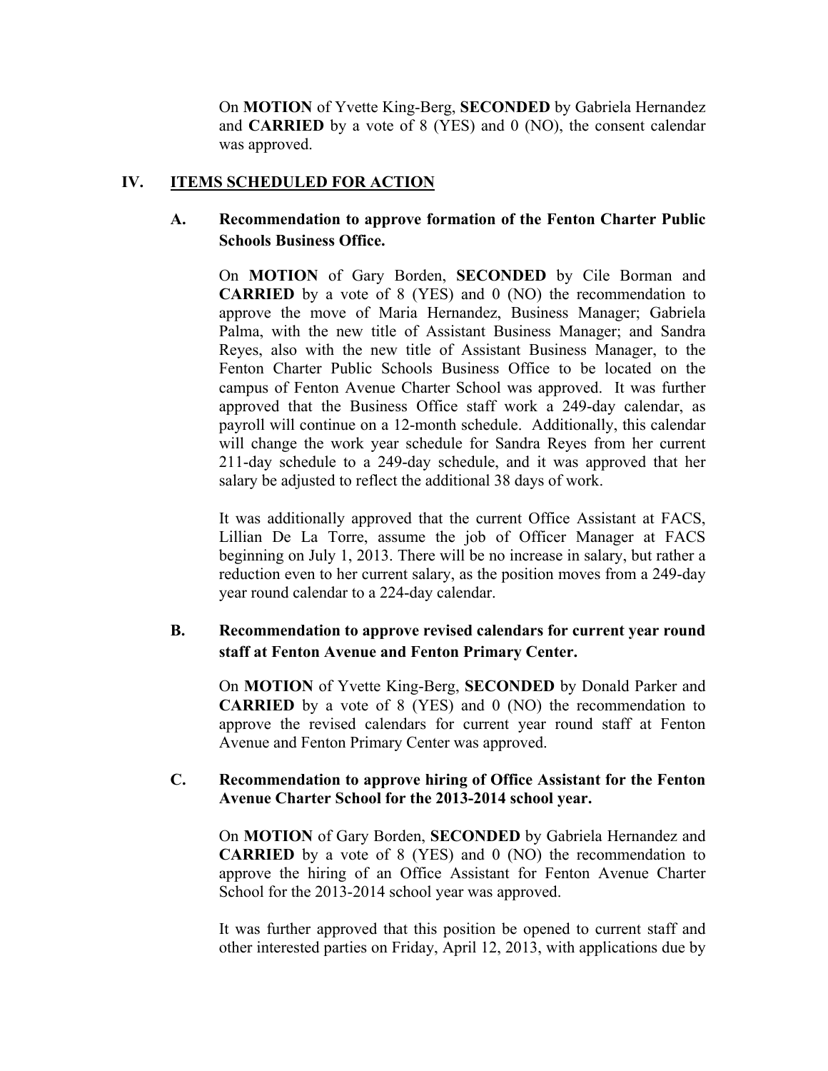On **MOTION** of Yvette King-Berg, **SECONDED** by Gabriela Hernandez and **CARRIED** by a vote of 8 (YES) and 0 (NO), the consent calendar was approved.

## IV. ITEMS SCHEDULED FOR ACTION

### A. Recommendation to approve formation of the Fenton Charter Public Schools Business Office.

On **MOTION** of Gary Borden, **SECONDED** by Cile Borman and **CARRIED** by a vote of 8 (YES) and 0 (NO) the recommendation to approve the move of Maria Hernandez, Business Manager; Gabriela Palma, with the new title of Assistant Business Manager; and Sandra Reyes, also with the new title of Assistant Business Manager, to the Fenton Charter Public Schools Business Office to be located on the campus of Fenton Avenue Charter School was approved. It was further approved that the Business Office staff work a 249-day calendar, as payroll will continue on a 12-month schedule. Additionally, this calendar will change the work year schedule for Sandra Reyes from her current 211-day schedule to a 249-day schedule, and it was approved that her salary be adjusted to reflect the additional 38 days of work.

It was additionally approved that the current Office Assistant at FACS, Lillian De La Torre, assume the job of Officer Manager at FACS beginning on July 1, 2013. There will be no increase in salary, but rather a reduction even to her current salary, as the position moves from a 249-day year round calendar to a 224-day calendar.

### B. Recommendation to approve revised calendars for current year round staff at Fenton Avenue and Fenton Primary Center.

On **MOTION** of Yvette King-Berg, **SECONDED** by Donald Parker and **CARRIED** by a vote of 8 (YES) and 0 (NO) the recommendation to approve the revised calendars for current year round staff at Fenton Avenue and Fenton Primary Center was approved.

### C. Recommendation to approve hiring of Office Assistant for the Fenton Avenue Charter School for the 2013-2014 school year.

On **MOTION** of Gary Borden, **SECONDED** by Gabriela Hernandez and **CARRIED** by a vote of 8 (YES) and 0 (NO) the recommendation to approve the hiring of an Office Assistant for Fenton Avenue Charter School for the 2013-2014 school year was approved.

It was further approved that this position be opened to current staff and other interested parties on Friday, April 12, 2013, with applications due by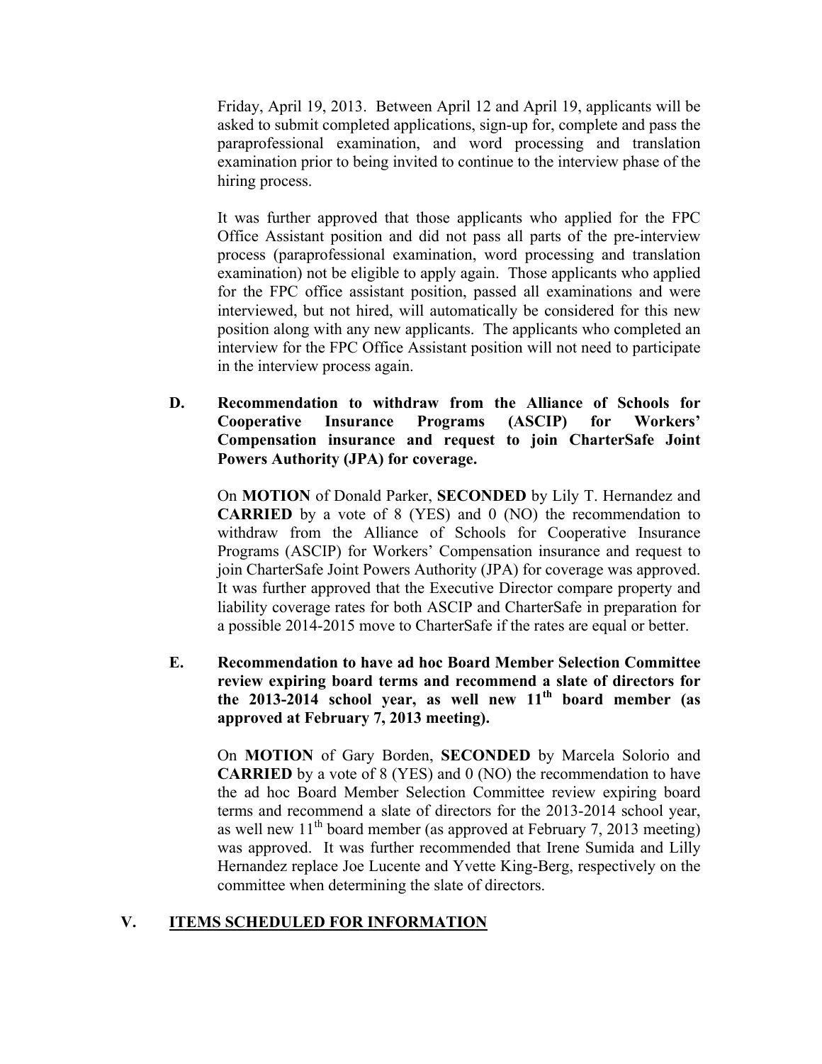Friday, April 19, 2013. Between April 12 and April 19, applicants will be asked to submit completed applications, sign-up for, complete and pass the paraprofessional examination, and word processing and translation examination prior to being invited to continue to the interview phase of the hiring process.

It was further approved that those applicants who applied for the FPC Office Assistant position and did not pass all parts of the pre-interview process (paraprofessional examination, word processing and translation examination) not be eligible to apply again. Those applicants who applied for the FPC office assistant position, passed all examinations and were interviewed, but not hired, will automatically be considered for this new position along with any new applicants. The applicants who completed an interview for the FPC Office Assistant position will not need to participate in the interview process again.

**D. Recommendation to withdraw from the Alliance of Schools for Cooperative Insurance Programs (ASCIP) for Workers' Compensation insurance and request to join CharterSafe Joint Powers Authority (JPA) for coverage.**

On **MOTION** of Donald Parker, **SECONDED** by Lily T. Hernandez and **CARRIED** by a vote of 8 (YES) and 0 (NO) the recommendation to withdraw from the Alliance of Schools for Cooperative Insurance Programs (ASCIP) for Workers' Compensation insurance and request to join CharterSafe Joint Powers Authority (JPA) for coverage was approved. It was further approved that the Executive Director compare property and liability coverage rates for both ASCIP and CharterSafe in preparation for a possible 2014-2015 move to CharterSafe if the rates are equal or better.

**E. Recommendation to have ad hoc Board Member Selection Committee review expiring board terms and recommend a slate of directors for the 2013-2014 school year, as well new 11th board member (as approved at February 7, 2013 meeting).**

On **MOTION** of Gary Borden, **SECONDED** by Marcela Solorio and **CARRIED** by a vote of 8 (YES) and 0 (NO) the recommendation to have the ad hoc Board Member Selection Committee review expiring board terms and recommend a slate of directors for the 2013-2014 school year, as well new 11th board member (as approved at February 7, 2013 meeting) was approved. It was further recommended that Irene Sumida and Lilly Hernandez replace Joe Lucente and Yvette King-Berg, respectively on the committee when determining the slate of directors.

## V. ITEMS SCHEDULED FOR INFORMATION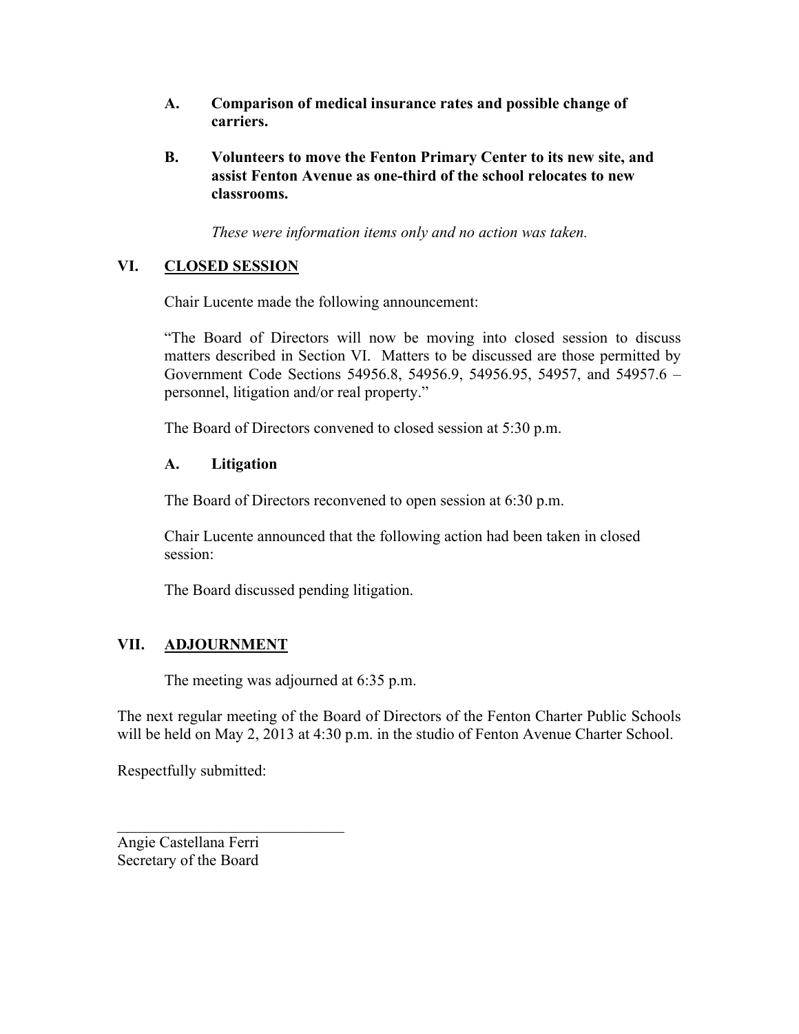**A. Comparison of medical insurance rates and possible change of carriers.**

**B. Volunteers to move the Fenton Primary Center to its new site, and assist Fenton Avenue as one-third of the school relocates to new classrooms.**

*These were information items only and no action was taken.*

## VI. CLOSED SESSION

Chair Lucente made the following announcement:

"The Board of Directors will now be moving into closed session to discuss matters described in Section VI. Matters to be discussed are those permitted by Government Code Sections 54956.8, 54956.9, 54956.95, 54957, and 54957.6 – personnel, litigation and/or real property."

The Board of Directors convened to closed session at 5:30 p.m.

**A. Litigation**

The Board of Directors reconvened to open session at 6:30 p.m.

Chair Lucente announced that the following action had been taken in closed session:

The Board discussed pending litigation.

## VII. ADJOURNMENT

The meeting was adjourned at 6:35 p.m.

The next regular meeting of the Board of Directors of the Fenton Charter Public Schools will be held on May 2, 2013 at 4:30 p.m. in the studio of Fenton Avenue Charter School.

Respectfully submitted:

\_\_\_\_\_\_\_\_\_\_\_\_\_\_\_\_\_\_\_\_\_\_\_\_\_\_\_\_\_\_

Angie Castellana Ferri
Secretary of the Board